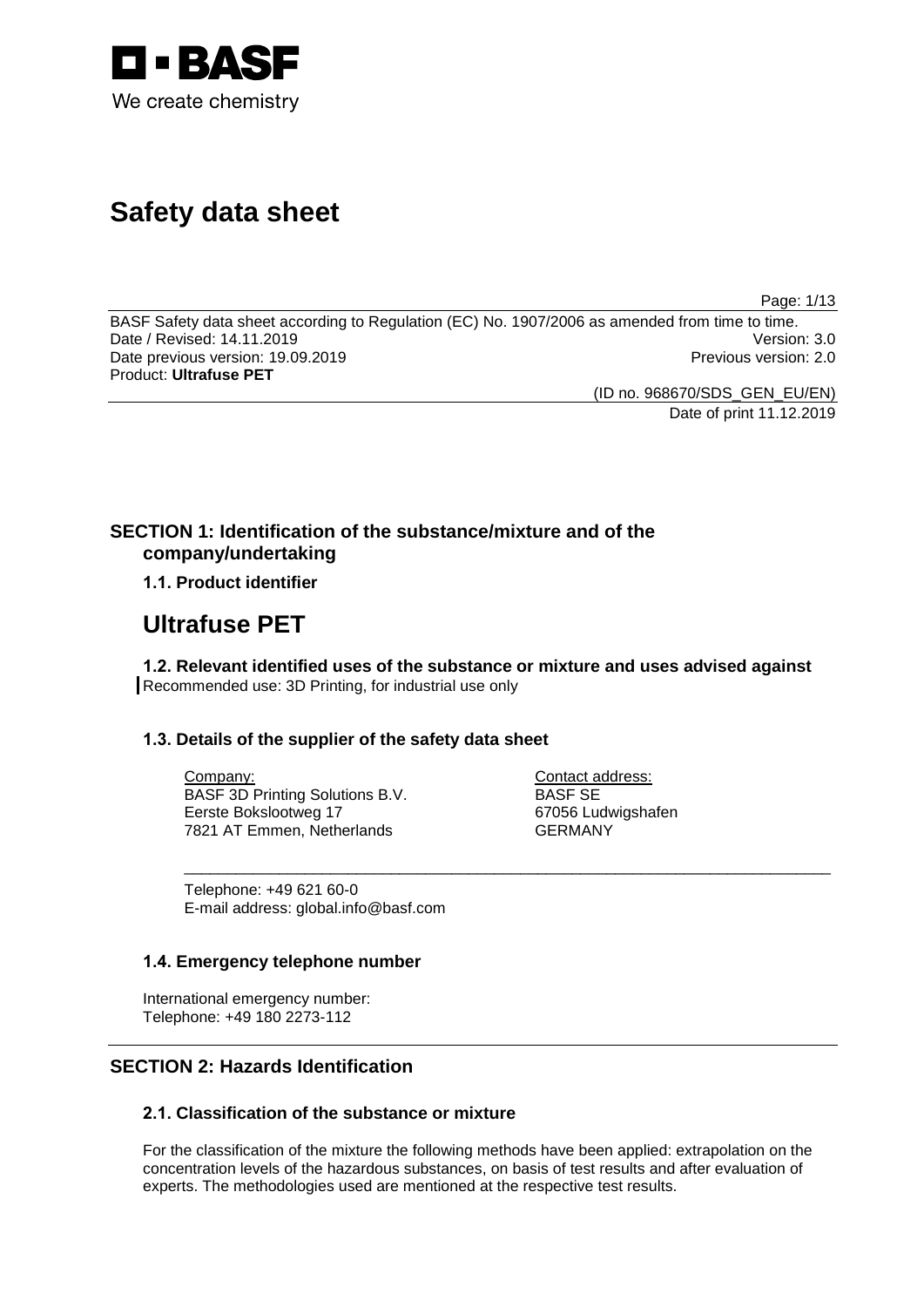BASF

We create chemistry

# Safety data sheet

BASF Safety data sheet according to Regulation (EC) No. 1907/2006 as amended from time to time.
Date / Revised: 14.11.2019 Version: 3.0
Date previous version: 19.09.2019 Previous version: 2.0
Product: **Ultrafuse PET**

(ID no. 968670/SDS_GEN_EU/EN)
Date of print 11.12.2019

## SECTION 1: Identification of the substance/mixture and of the company/undertaking

### 1.1. Product identifier

# Ultrafuse PET

### 1.2. Relevant identified uses of the substance or mixture and uses advised against

Recommended use: 3D Printing, for industrial use only

### 1.3. Details of the supplier of the safety data sheet

Company:
BASF 3D Printing Solutions B.V.
Eerste Bokslootweg 17
7821 AT Emmen, Netherlands

Contact address:
BASF SE
67056 Ludwigshafen
GERMANY

Telephone: +49 621 60-0
E-mail address: global.info@basf.com

### 1.4. Emergency telephone number

International emergency number:
Telephone: +49 180 2273-112

## SECTION 2: Hazards Identification

### 2.1. Classification of the substance or mixture

For the classification of the mixture the following methods have been applied: extrapolation on the concentration levels of the hazardous substances, on basis of test results and after evaluation of experts. The methodologies used are mentioned at the respective test results.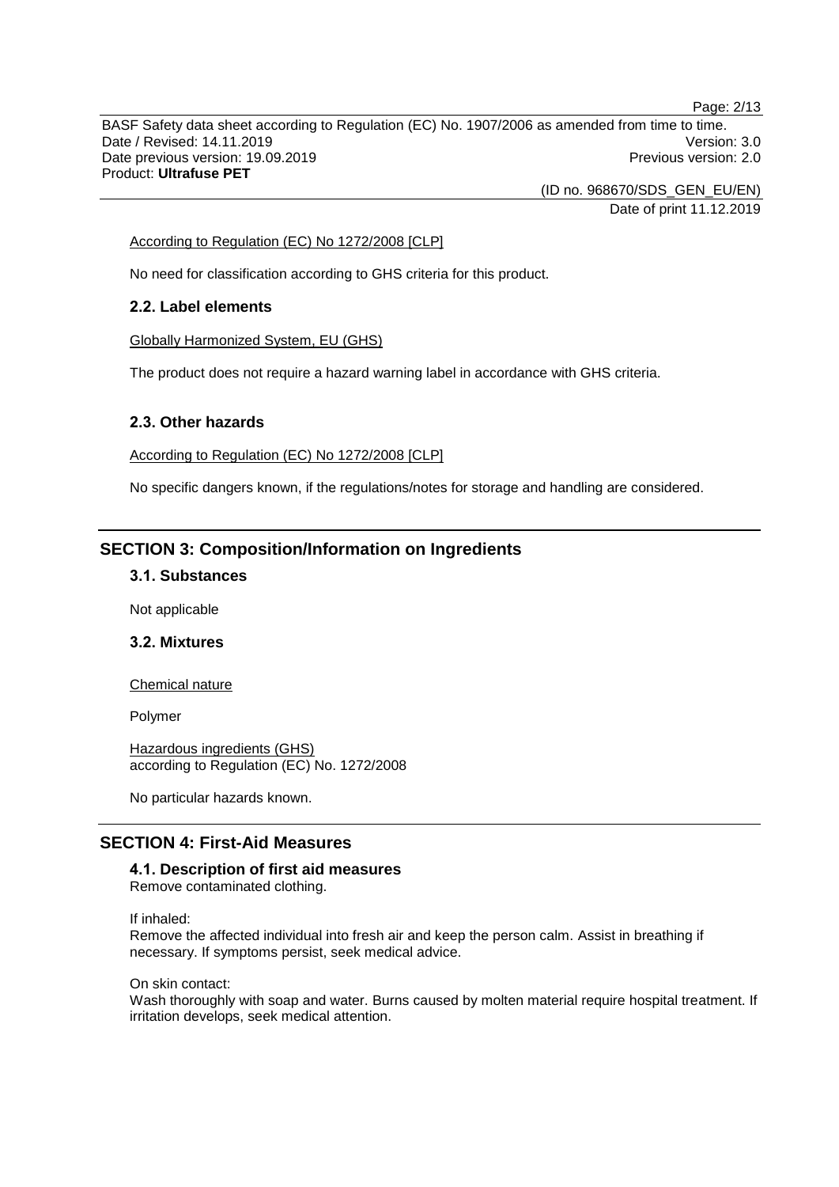According to Regulation (EC) No 1272/2008 [CLP]

No need for classification according to GHS criteria for this product.

### 2.2. Label elements

Globally Harmonized System, EU (GHS)

The product does not require a hazard warning label in accordance with GHS criteria.

### 2.3. Other hazards

According to Regulation (EC) No 1272/2008 [CLP]

No specific dangers known, if the regulations/notes for storage and handling are considered.

## SECTION 3: Composition/Information on Ingredients

### 3.1. Substances

Not applicable

### 3.2. Mixtures

Chemical nature

Polymer

Hazardous ingredients (GHS)
according to Regulation (EC) No. 1272/2008

No particular hazards known.

## SECTION 4: First-Aid Measures

### 4.1. Description of first aid measures

Remove contaminated clothing.

If inhaled:
Remove the affected individual into fresh air and keep the person calm. Assist in breathing if necessary. If symptoms persist, seek medical advice.

On skin contact:
Wash thoroughly with soap and water. Burns caused by molten material require hospital treatment. If irritation develops, seek medical attention.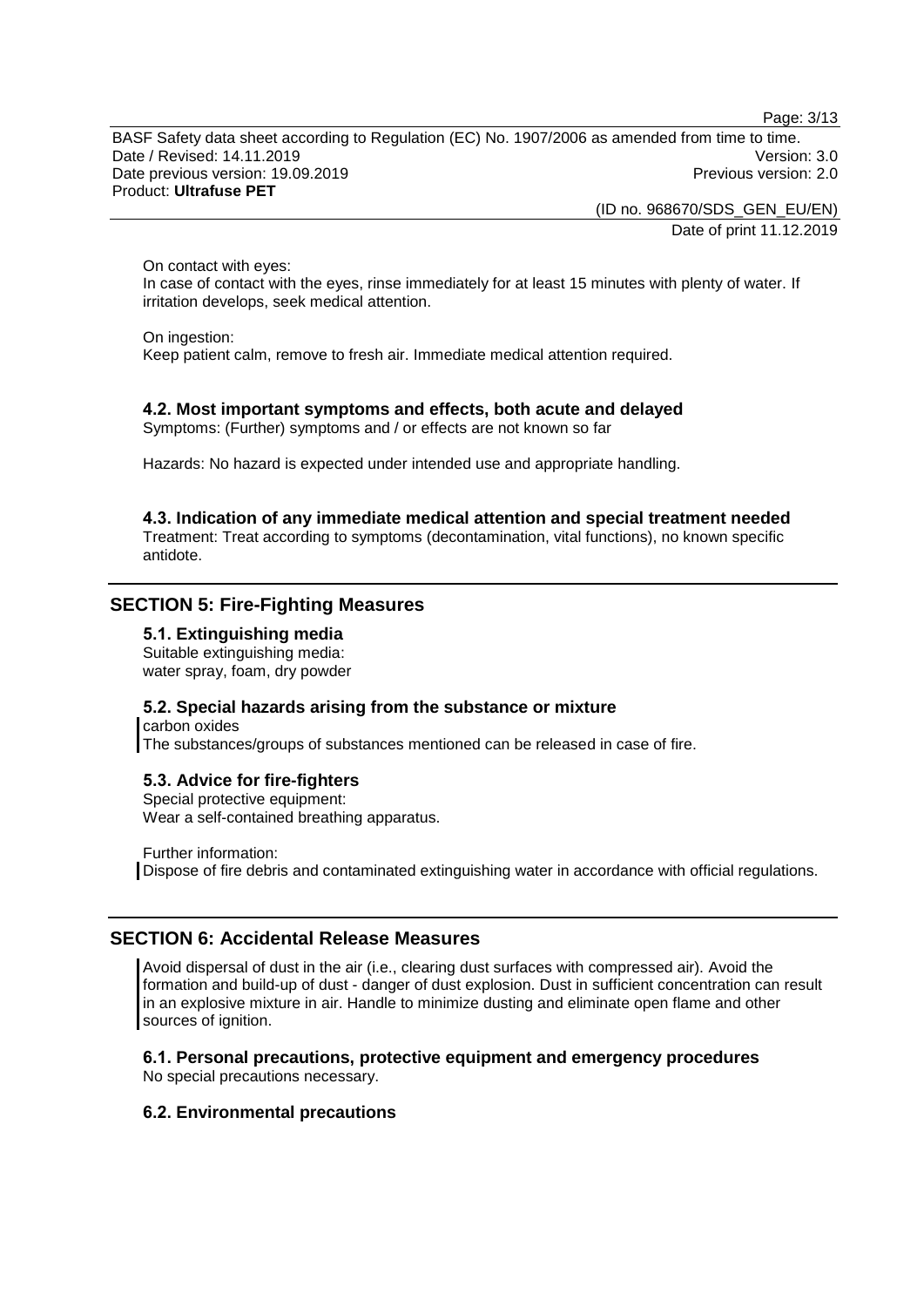On contact with eyes:
In case of contact with the eyes, rinse immediately for at least 15 minutes with plenty of water. If irritation develops, seek medical attention.

On ingestion:
Keep patient calm, remove to fresh air. Immediate medical attention required.

### 4.2. Most important symptoms and effects, both acute and delayed

Symptoms: (Further) symptoms and / or effects are not known so far

Hazards: No hazard is expected under intended use and appropriate handling.

### 4.3. Indication of any immediate medical attention and special treatment needed

Treatment: Treat according to symptoms (decontamination, vital functions), no known specific antidote.

## SECTION 5: Fire-Fighting Measures

### 5.1. Extinguishing media

Suitable extinguishing media:
water spray, foam, dry powder

### 5.2. Special hazards arising from the substance or mixture

carbon oxides
The substances/groups of substances mentioned can be released in case of fire.

### 5.3. Advice for fire-fighters

Special protective equipment:
Wear a self-contained breathing apparatus.

Further information:
Dispose of fire debris and contaminated extinguishing water in accordance with official regulations.

## SECTION 6: Accidental Release Measures

Avoid dispersal of dust in the air (i.e., clearing dust surfaces with compressed air). Avoid the formation and build-up of dust - danger of dust explosion. Dust in sufficient concentration can result in an explosive mixture in air. Handle to minimize dusting and eliminate open flame and other sources of ignition.

### 6.1. Personal precautions, protective equipment and emergency procedures

No special precautions necessary.

### 6.2. Environmental precautions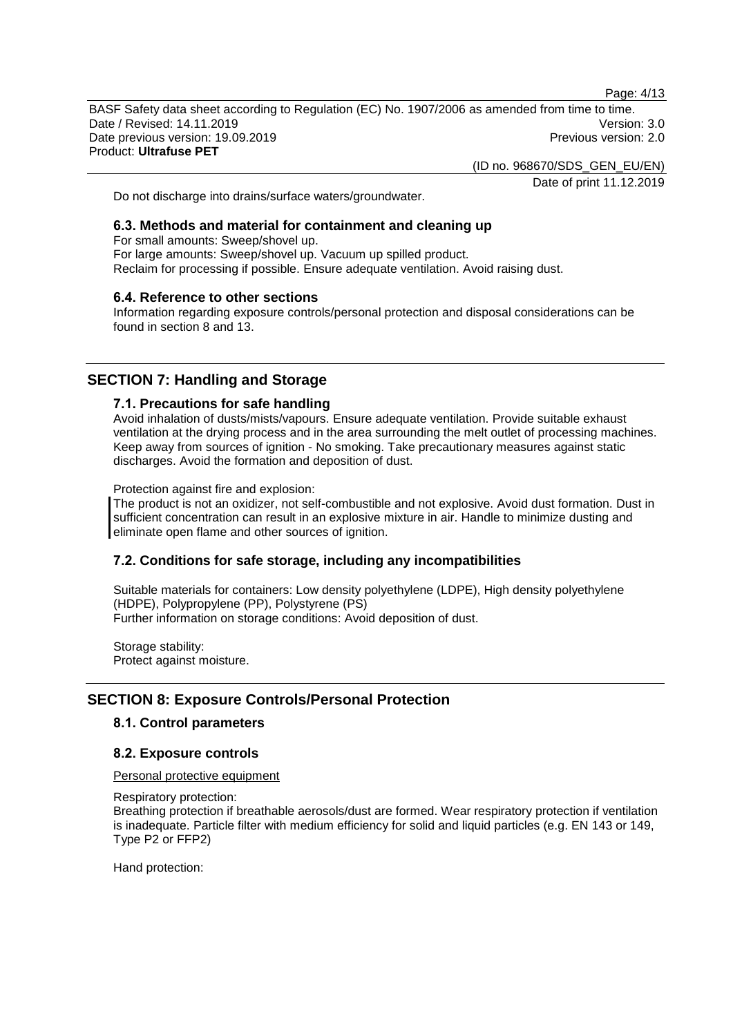Do not discharge into drains/surface waters/groundwater.

### 6.3. Methods and material for containment and cleaning up

For small amounts: Sweep/shovel up.
For large amounts: Sweep/shovel up. Vacuum up spilled product.
Reclaim for processing if possible. Ensure adequate ventilation. Avoid raising dust.

### 6.4. Reference to other sections

Information regarding exposure controls/personal protection and disposal considerations can be found in section 8 and 13.

## SECTION 7: Handling and Storage

### 7.1. Precautions for safe handling

Avoid inhalation of dusts/mists/vapours. Ensure adequate ventilation. Provide suitable exhaust ventilation at the drying process and in the area surrounding the melt outlet of processing machines. Keep away from sources of ignition - No smoking. Take precautionary measures against static discharges. Avoid the formation and deposition of dust.

Protection against fire and explosion:

The product is not an oxidizer, not self-combustible and not explosive. Avoid dust formation. Dust in sufficient concentration can result in an explosive mixture in air. Handle to minimize dusting and eliminate open flame and other sources of ignition.

### 7.2. Conditions for safe storage, including any incompatibilities

Suitable materials for containers: Low density polyethylene (LDPE), High density polyethylene (HDPE), Polypropylene (PP), Polystyrene (PS)
Further information on storage conditions: Avoid deposition of dust.

Storage stability:
Protect against moisture.

## SECTION 8: Exposure Controls/Personal Protection

### 8.1. Control parameters

### 8.2. Exposure controls

Personal protective equipment

Respiratory protection:
Breathing protection if breathable aerosols/dust are formed. Wear respiratory protection if ventilation is inadequate. Particle filter with medium efficiency for solid and liquid particles (e.g. EN 143 or 149, Type P2 or FFP2)

Hand protection: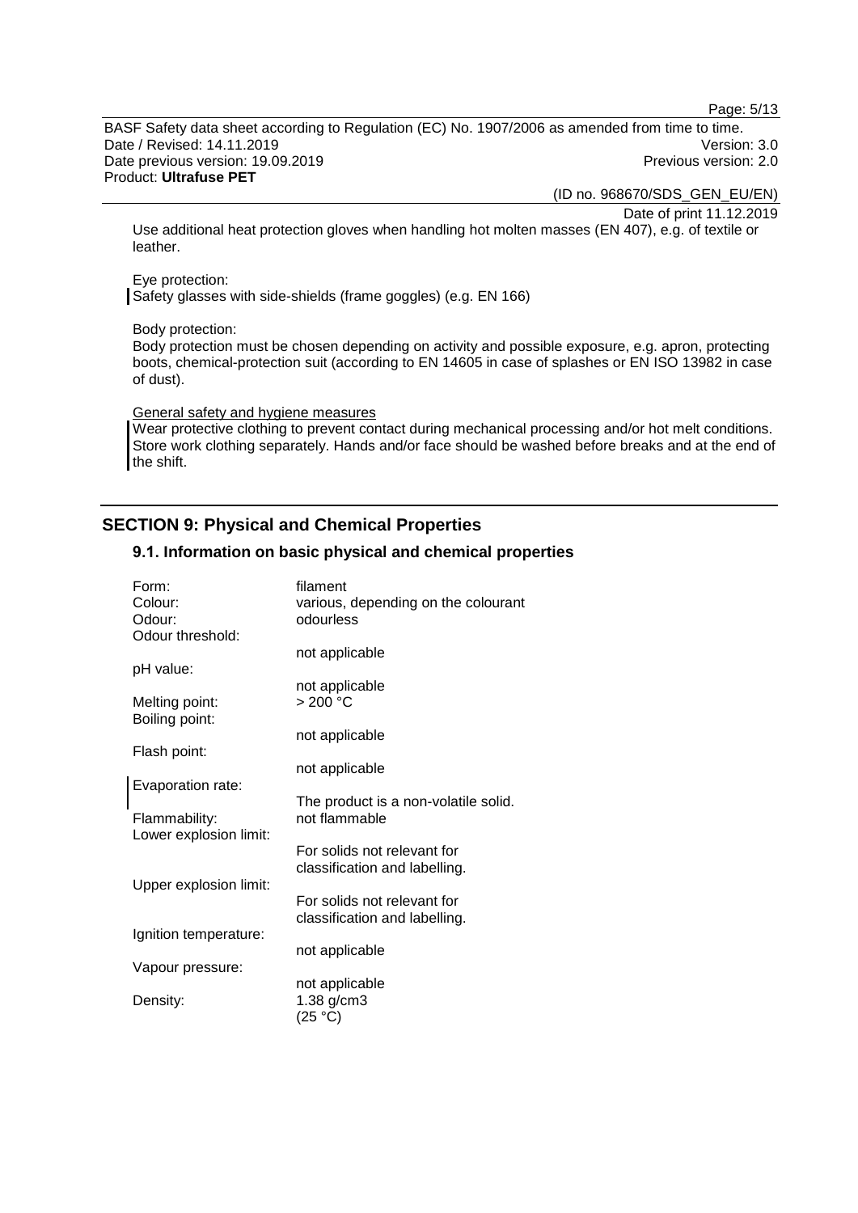Use additional heat protection gloves when handling hot molten masses (EN 407), e.g. of textile or leather.

Eye protection:
Safety glasses with side-shields (frame goggles) (e.g. EN 166)

Body protection:
Body protection must be chosen depending on activity and possible exposure, e.g. apron, protecting boots, chemical-protection suit (according to EN 14605 in case of splashes or EN ISO 13982 in case of dust).

General safety and hygiene measures
Wear protective clothing to prevent contact during mechanical processing and/or hot melt conditions. Store work clothing separately. Hands and/or face should be washed before breaks and at the end of the shift.

## SECTION 9: Physical and Chemical Properties

### 9.1. Information on basic physical and chemical properties

| | |
|---|---|
| Form: | filament |
| Colour: | various, depending on the colourant |
| Odour: | odourless |
| Odour threshold: | not applicable |
| pH value: | not applicable |
| Melting point: | > 200 °C |
| Boiling point: | not applicable |
| Flash point: | not applicable |
| Evaporation rate: | The product is a non-volatile solid. |
| Flammability: | not flammable |
| Lower explosion limit: | For solids not relevant for classification and labelling. |
| Upper explosion limit: | For solids not relevant for classification and labelling. |
| Ignition temperature: | not applicable |
| Vapour pressure: | not applicable |
| Density: | 1.38 g/cm3 (25 °C) |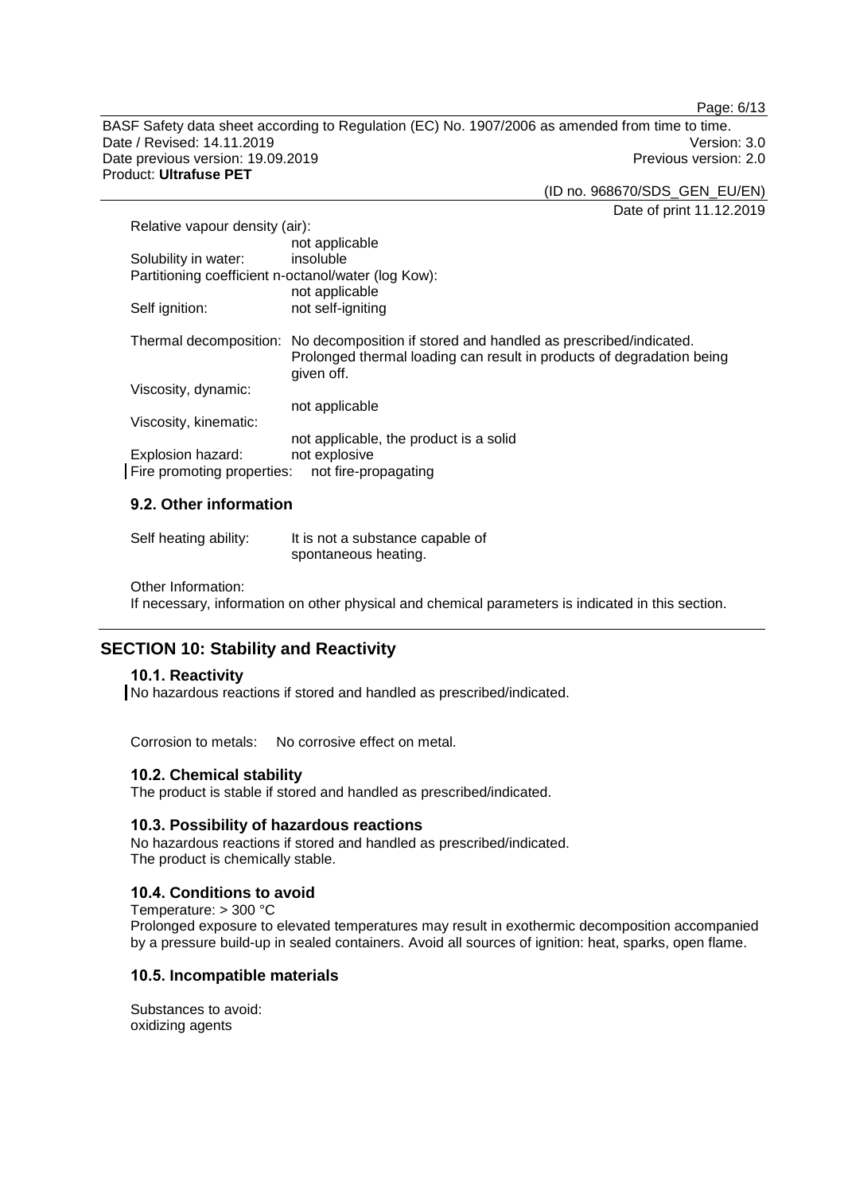Relative vapour density (air):
not applicable

Solubility in water: insoluble

Partitioning coefficient n-octanol/water (log Kow):
not applicable

Self ignition: not self-igniting

Thermal decomposition: No decomposition if stored and handled as prescribed/indicated. Prolonged thermal loading can result in products of degradation being given off.

Viscosity, dynamic:
not applicable

Viscosity, kinematic:
not applicable, the product is a solid

Explosion hazard: not explosive

Fire promoting properties: not fire-propagating

### 9.2. Other information

Self heating ability: It is not a substance capable of spontaneous heating.

Other Information:
If necessary, information on other physical and chemical parameters is indicated in this section.

## SECTION 10: Stability and Reactivity

### 10.1. Reactivity

No hazardous reactions if stored and handled as prescribed/indicated.

Corrosion to metals: No corrosive effect on metal.

### 10.2. Chemical stability

The product is stable if stored and handled as prescribed/indicated.

### 10.3. Possibility of hazardous reactions

No hazardous reactions if stored and handled as prescribed/indicated.
The product is chemically stable.

### 10.4. Conditions to avoid

Temperature: > 300 °C
Prolonged exposure to elevated temperatures may result in exothermic decomposition accompanied by a pressure build-up in sealed containers. Avoid all sources of ignition: heat, sparks, open flame.

### 10.5. Incompatible materials

Substances to avoid:
oxidizing agents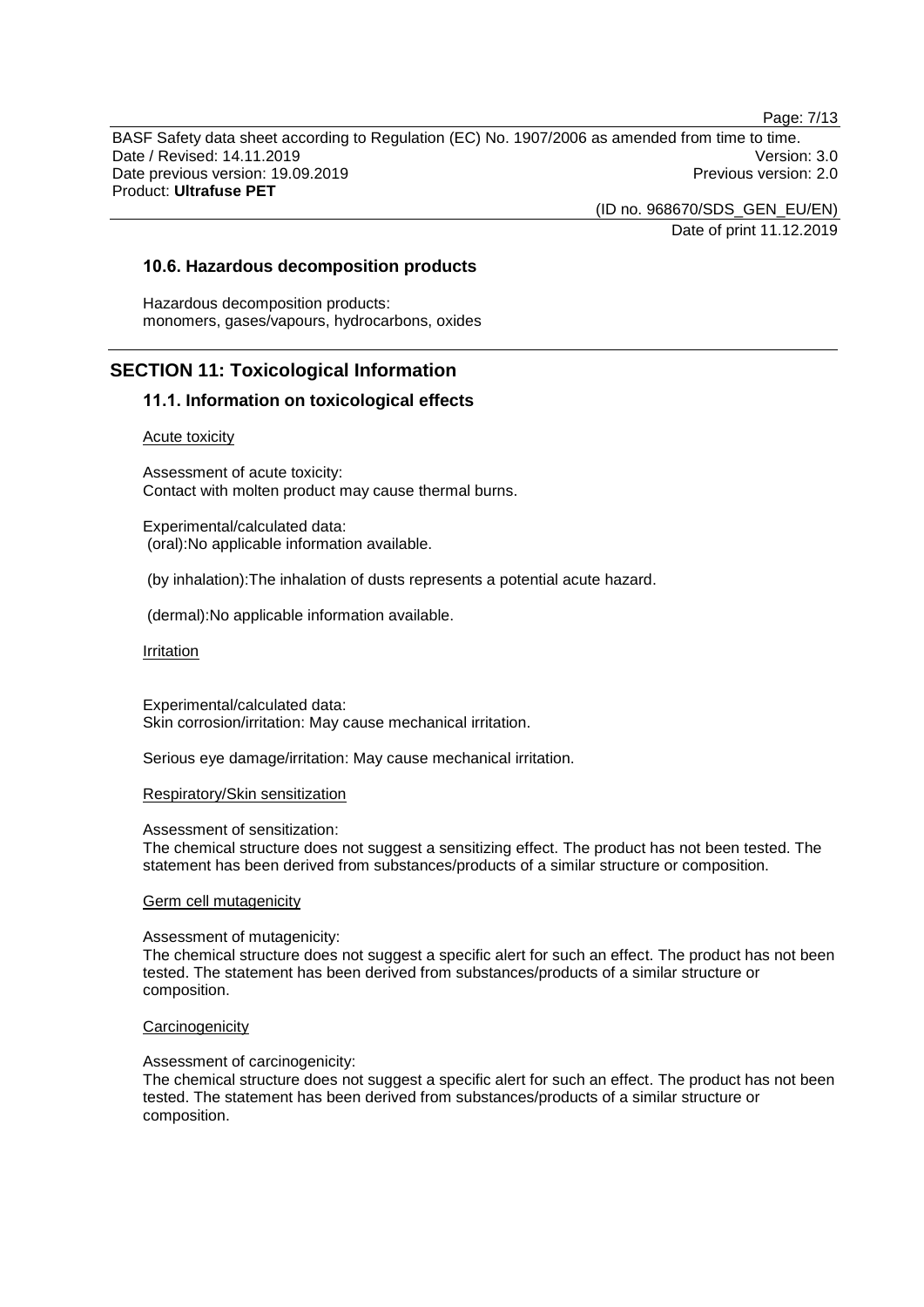### 10.6. Hazardous decomposition products

Hazardous decomposition products:
monomers, gases/vapours, hydrocarbons, oxides

## SECTION 11: Toxicological Information

### 11.1. Information on toxicological effects

Acute toxicity

Assessment of acute toxicity:
Contact with molten product may cause thermal burns.

Experimental/calculated data:
(oral):No applicable information available.

(by inhalation):The inhalation of dusts represents a potential acute hazard.

(dermal):No applicable information available.

Irritation

Experimental/calculated data:
Skin corrosion/irritation: May cause mechanical irritation.

Serious eye damage/irritation: May cause mechanical irritation.

Respiratory/Skin sensitization

Assessment of sensitization:
The chemical structure does not suggest a sensitizing effect. The product has not been tested. The statement has been derived from substances/products of a similar structure or composition.

Germ cell mutagenicity

Assessment of mutagenicity:
The chemical structure does not suggest a specific alert for such an effect. The product has not been tested. The statement has been derived from substances/products of a similar structure or composition.

Carcinogenicity

Assessment of carcinogenicity:
The chemical structure does not suggest a specific alert for such an effect. The product has not been tested. The statement has been derived from substances/products of a similar structure or composition.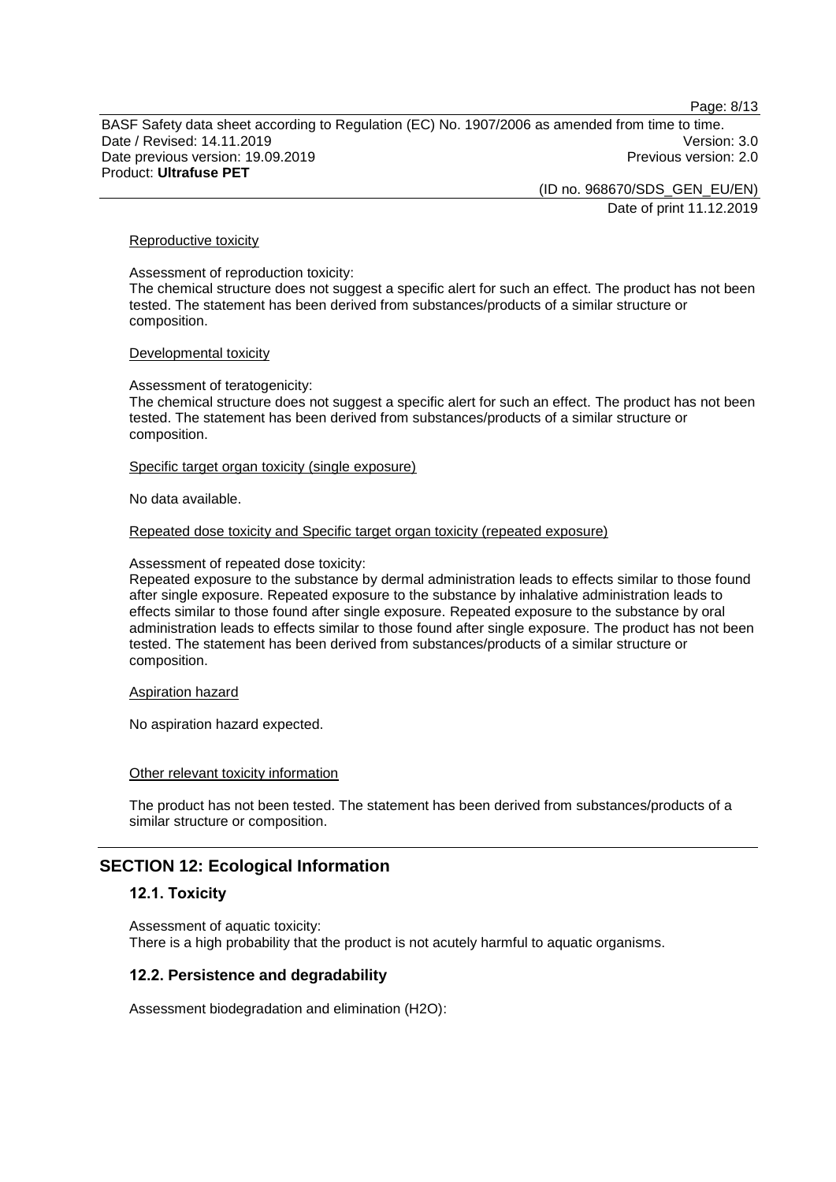Reproductive toxicity

Assessment of reproduction toxicity:
The chemical structure does not suggest a specific alert for such an effect. The product has not been tested. The statement has been derived from substances/products of a similar structure or composition.

Developmental toxicity

Assessment of teratogenicity:
The chemical structure does not suggest a specific alert for such an effect. The product has not been tested. The statement has been derived from substances/products of a similar structure or composition.

Specific target organ toxicity (single exposure)

No data available.

Repeated dose toxicity and Specific target organ toxicity (repeated exposure)

Assessment of repeated dose toxicity:
Repeated exposure to the substance by dermal administration leads to effects similar to those found after single exposure. Repeated exposure to the substance by inhalative administration leads to effects similar to those found after single exposure. Repeated exposure to the substance by oral administration leads to effects similar to those found after single exposure. The product has not been tested. The statement has been derived from substances/products of a similar structure or composition.

Aspiration hazard

No aspiration hazard expected.

Other relevant toxicity information

The product has not been tested. The statement has been derived from substances/products of a similar structure or composition.

## SECTION 12: Ecological Information

### 12.1. Toxicity

Assessment of aquatic toxicity:
There is a high probability that the product is not acutely harmful to aquatic organisms.

### 12.2. Persistence and degradability

Assessment biodegradation and elimination ($H_2O$):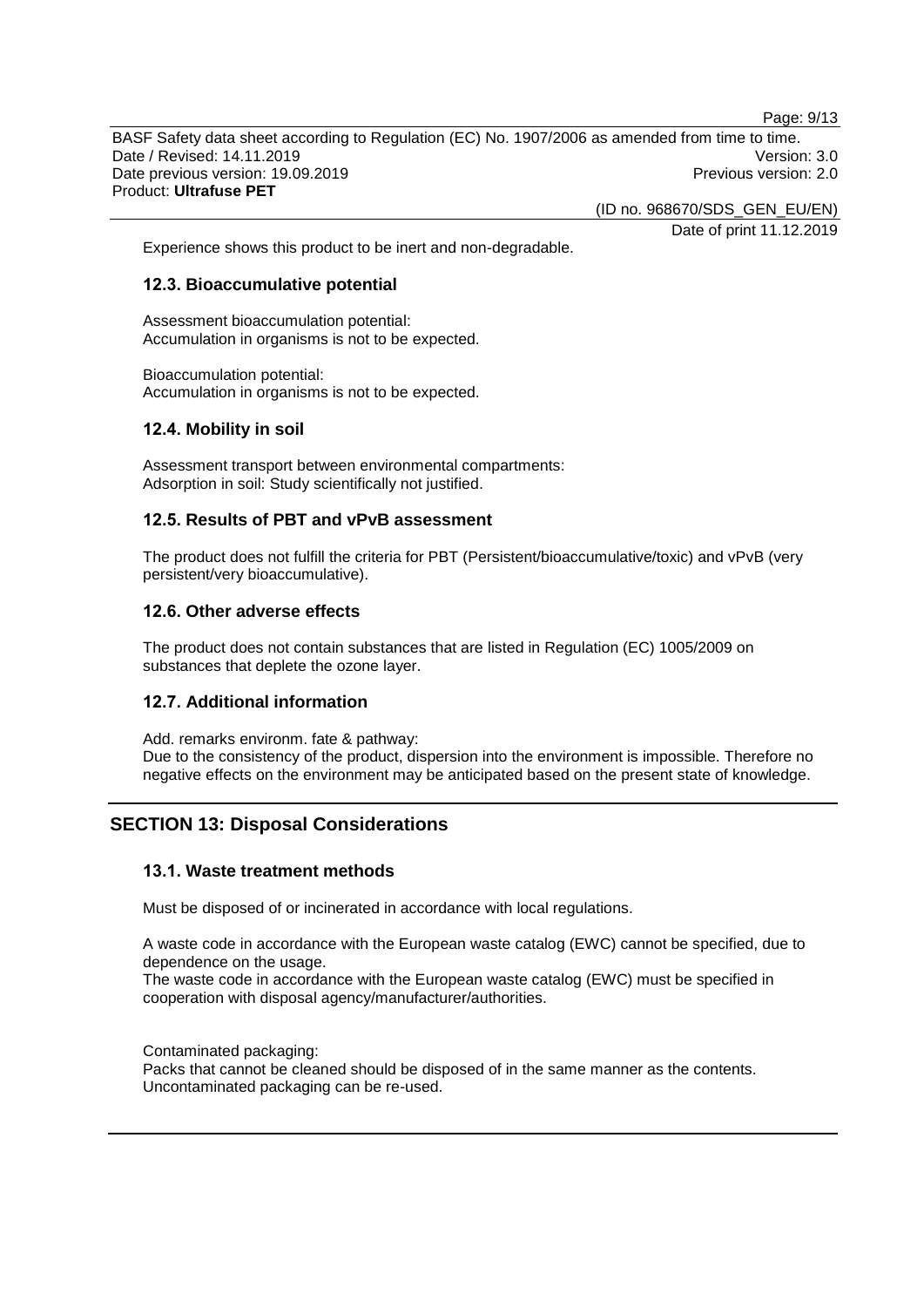Experience shows this product to be inert and non-degradable.

### 12.3. Bioaccumulative potential

Assessment bioaccumulation potential:
Accumulation in organisms is not to be expected.

Bioaccumulation potential:
Accumulation in organisms is not to be expected.

### 12.4. Mobility in soil

Assessment transport between environmental compartments:
Adsorption in soil: Study scientifically not justified.

### 12.5. Results of PBT and vPvB assessment

The product does not fulfill the criteria for PBT (Persistent/bioaccumulative/toxic) and vPvB (very persistent/very bioaccumulative).

### 12.6. Other adverse effects

The product does not contain substances that are listed in Regulation (EC) 1005/2009 on substances that deplete the ozone layer.

### 12.7. Additional information

Add. remarks environm. fate & pathway:
Due to the consistency of the product, dispersion into the environment is impossible. Therefore no negative effects on the environment may be anticipated based on the present state of knowledge.

## SECTION 13: Disposal Considerations

### 13.1. Waste treatment methods

Must be disposed of or incinerated in accordance with local regulations.

A waste code in accordance with the European waste catalog (EWC) cannot be specified, due to dependence on the usage.
The waste code in accordance with the European waste catalog (EWC) must be specified in cooperation with disposal agency/manufacturer/authorities.

Contaminated packaging:
Packs that cannot be cleaned should be disposed of in the same manner as the contents.
Uncontaminated packaging can be re-used.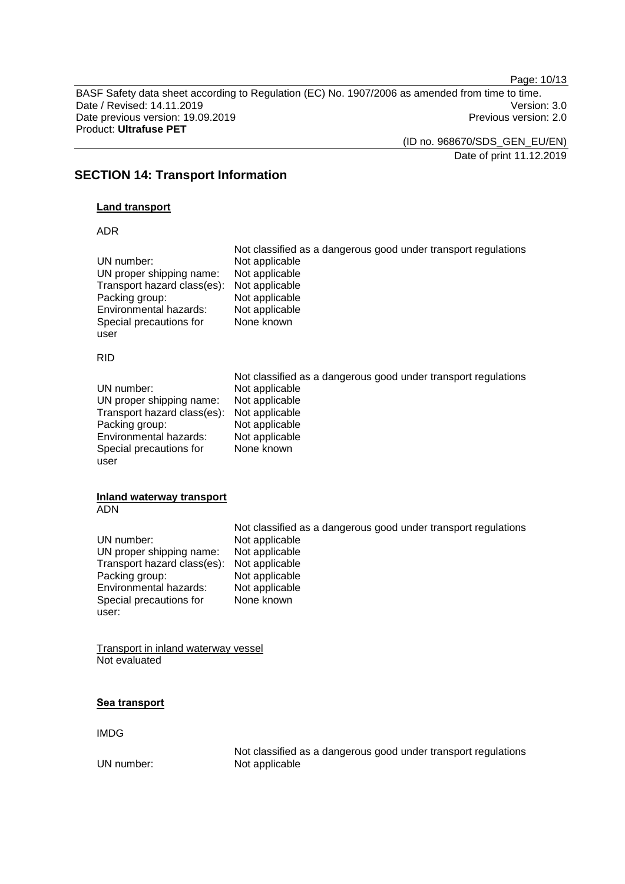## SECTION 14: Transport Information

**Land transport**

ADR

| | Not classified as a dangerous good under transport regulations |
|---|---|
| UN number: | Not applicable |
| UN proper shipping name: | Not applicable |
| Transport hazard class(es): | Not applicable |
| Packing group: | Not applicable |
| Environmental hazards: | Not applicable |
| Special precautions for user | None known |

RID

| | Not classified as a dangerous good under transport regulations |
|---|---|
| UN number: | Not applicable |
| UN proper shipping name: | Not applicable |
| Transport hazard class(es): | Not applicable |
| Packing group: | Not applicable |
| Environmental hazards: | Not applicable |
| Special precautions for user | None known |

**Inland waterway transport**

ADN

| | Not classified as a dangerous good under transport regulations |
|---|---|
| UN number: | Not applicable |
| UN proper shipping name: | Not applicable |
| Transport hazard class(es): | Not applicable |
| Packing group: | Not applicable |
| Environmental hazards: | Not applicable |
| Special precautions for user: | None known |

Transport in inland waterway vessel

Not evaluated

**Sea transport**

IMDG

| | Not classified as a dangerous good under transport regulations |
|---|---|
| UN number: | Not applicable |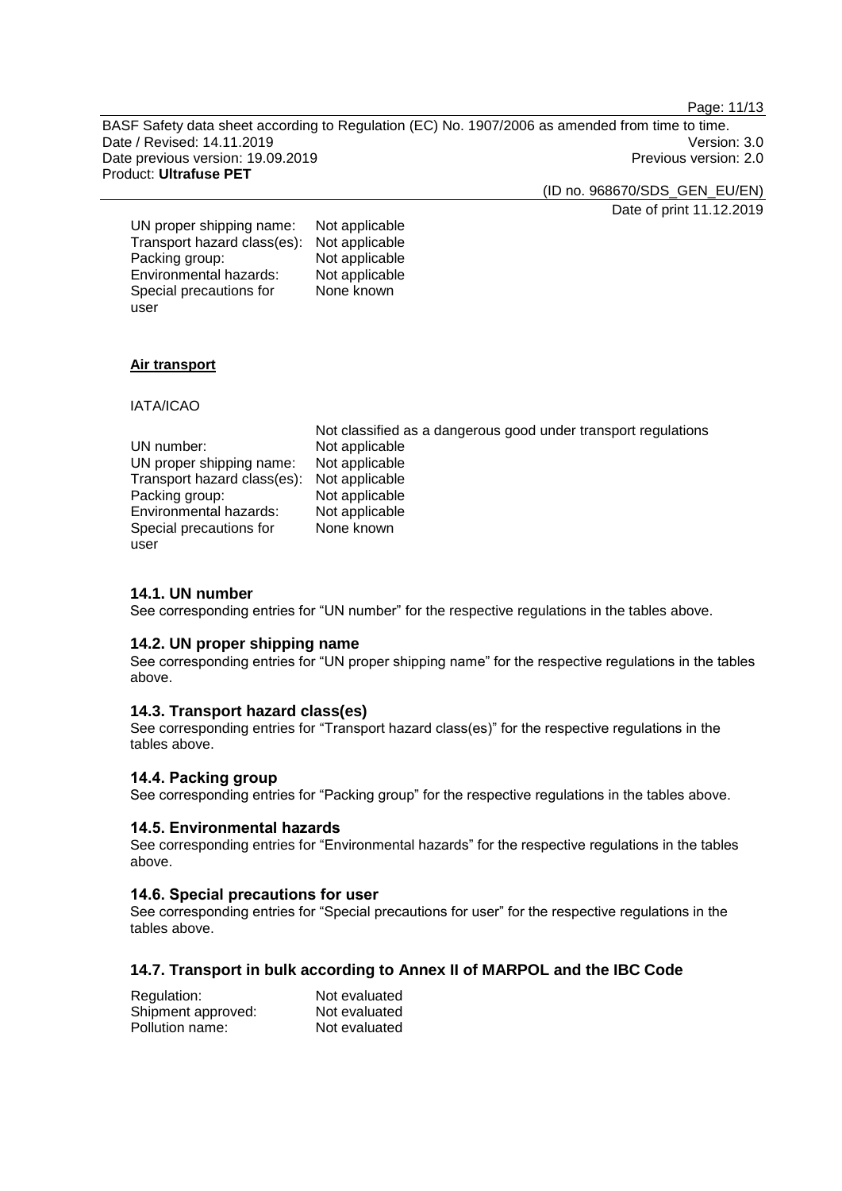| | |
|---|---|
| UN proper shipping name: | Not applicable |
| Transport hazard class(es): | Not applicable |
| Packing group: | Not applicable |
| Environmental hazards: | Not applicable |
| Special precautions for user | None known |

**Air transport**

IATA/ICAO

| | |
|---|---|
| | Not classified as a dangerous good under transport regulations |
| UN number: | Not applicable |
| UN proper shipping name: | Not applicable |
| Transport hazard class(es): | Not applicable |
| Packing group: | Not applicable |
| Environmental hazards: | Not applicable |
| Special precautions for user | None known |

### 14.1. UN number

See corresponding entries for "UN number" for the respective regulations in the tables above.

### 14.2. UN proper shipping name

See corresponding entries for "UN proper shipping name" for the respective regulations in the tables above.

### 14.3. Transport hazard class(es)

See corresponding entries for "Transport hazard class(es)" for the respective regulations in the tables above.

### 14.4. Packing group

See corresponding entries for "Packing group" for the respective regulations in the tables above.

### 14.5. Environmental hazards

See corresponding entries for "Environmental hazards" for the respective regulations in the tables above.

### 14.6. Special precautions for user

See corresponding entries for "Special precautions for user" for the respective regulations in the tables above.

### 14.7. Transport in bulk according to Annex II of MARPOL and the IBC Code

| | |
|---|---|
| Regulation: | Not evaluated |
| Shipment approved: | Not evaluated |
| Pollution name: | Not evaluated |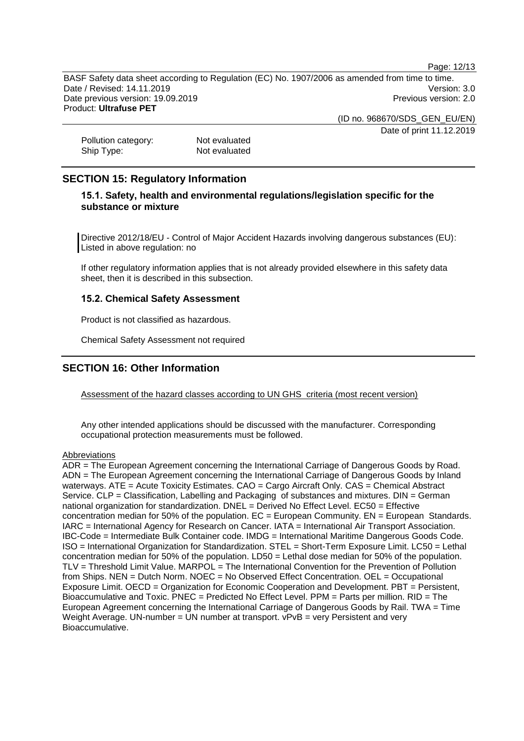Pollution category: Not evaluated
Ship Type: Not evaluated

## SECTION 15: Regulatory Information

### 15.1. Safety, health and environmental regulations/legislation specific for the substance or mixture

Directive 2012/18/EU - Control of Major Accident Hazards involving dangerous substances (EU): Listed in above regulation: no

If other regulatory information applies that is not already provided elsewhere in this safety data sheet, then it is described in this subsection.

### 15.2. Chemical Safety Assessment

Product is not classified as hazardous.

Chemical Safety Assessment not required

## SECTION 16: Other Information

Assessment of the hazard classes according to UN GHS criteria (most recent version)

Any other intended applications should be discussed with the manufacturer. Corresponding occupational protection measurements must be followed.

Abbreviations

ADR = The European Agreement concerning the International Carriage of Dangerous Goods by Road. ADN = The European Agreement concerning the International Carriage of Dangerous Goods by Inland waterways. ATE = Acute Toxicity Estimates. CAO = Cargo Aircraft Only. CAS = Chemical Abstract Service. CLP = Classification, Labelling and Packaging of substances and mixtures. DIN = German national organization for standardization. DNEL = Derived No Effect Level. EC50 = Effective concentration median for 50% of the population. EC = European Community. EN = European Standards. IARC = International Agency for Research on Cancer. IATA = International Air Transport Association. IBC-Code = Intermediate Bulk Container code. IMDG = International Maritime Dangerous Goods Code. ISO = International Organization for Standardization. STEL = Short-Term Exposure Limit. LC50 = Lethal concentration median for 50% of the population. LD50 = Lethal dose median for 50% of the population. TLV = Threshold Limit Value. MARPOL = The International Convention for the Prevention of Pollution from Ships. NEN = Dutch Norm. NOEC = No Observed Effect Concentration. OEL = Occupational Exposure Limit. OECD = Organization for Economic Cooperation and Development. PBT = Persistent, Bioaccumulative and Toxic. PNEC = Predicted No Effect Level. PPM = Parts per million. RID = The European Agreement concerning the International Carriage of Dangerous Goods by Rail. TWA = Time Weight Average. UN-number = UN number at transport. vPvB = very Persistent and very Bioaccumulative.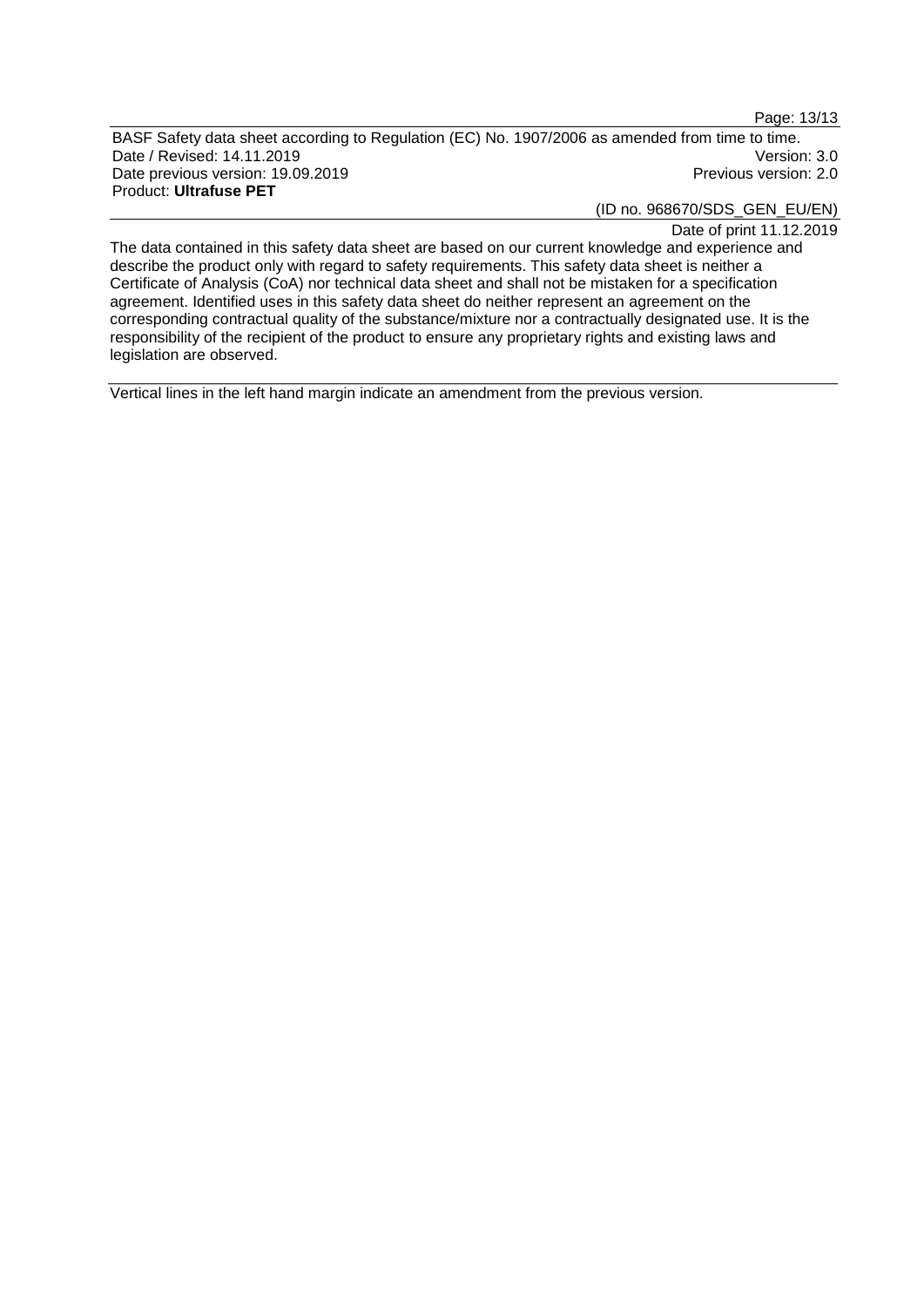The data contained in this safety data sheet are based on our current knowledge and experience and describe the product only with regard to safety requirements. This safety data sheet is neither a Certificate of Analysis (CoA) nor technical data sheet and shall not be mistaken for a specification agreement. Identified uses in this safety data sheet do neither represent an agreement on the corresponding contractual quality of the substance/mixture nor a contractually designated use. It is the responsibility of the recipient of the product to ensure any proprietary rights and existing laws and legislation are observed.

---

Vertical lines in the left hand margin indicate an amendment from the previous version.